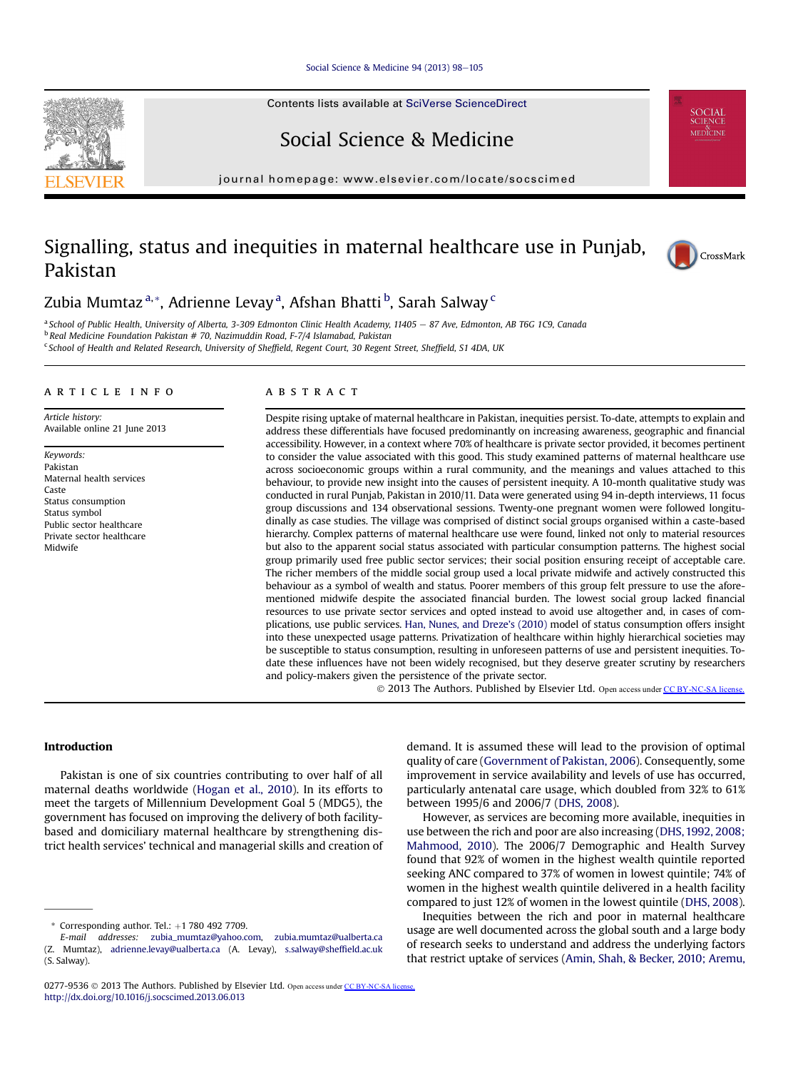# Signalling, status and inequities in maternal healthcare use in Punjab, Pakistan

Zubia Mumtaz [a,*], Adrienne Levay [a], Afshan Bhatti [b], Sarah Salway [c]

[a] School of Public Health, University of Alberta, 3-309 Edmonton Clinic Health Academy, 11405 – 87 Ave, Edmonton, AB T6G 1C9, Canada
[b] Real Medicine Foundation Pakistan # 70, Nazimuddin Road, F-7/4 Islamabad, Pakistan
[c] School of Health and Related Research, University of Sheffield, Regent Court, 30 Regent Street, Sheffield, S1 4DA, UK

## ARTICLE INFO

*Article history:*
Available online 21 June 2013

*Keywords:*
Pakistan
Maternal health services
Caste
Status consumption
Status symbol
Public sector healthcare
Private sector healthcare
Midwife

## ABSTRACT

Despite rising uptake of maternal healthcare in Pakistan, inequities persist. To-date, attempts to explain and address these differentials have focused predominantly on increasing awareness, geographic and financial accessibility. However, in a context where 70% of healthcare is private sector provided, it becomes pertinent to consider the value associated with this good. This study examined patterns of maternal healthcare use across socioeconomic groups within a rural community, and the meanings and values attached to this behaviour, to provide new insight into the causes of persistent inequity. A 10-month qualitative study was conducted in rural Punjab, Pakistan in 2010/11. Data were generated using 94 in-depth interviews, 11 focus group discussions and 134 observational sessions. Twenty-one pregnant women were followed longitudinally as case studies. The village was comprised of distinct social groups organised within a caste-based hierarchy. Complex patterns of maternal healthcare use were found, linked not only to material resources but also to the apparent social status associated with particular consumption patterns. The highest social group primarily used free public sector services; their social position ensuring receipt of acceptable care. The richer members of the middle social group used a local private midwife and actively constructed this behaviour as a symbol of wealth and status. Poorer members of this group felt pressure to use the aforementioned midwife despite the associated financial burden. The lowest social group lacked financial resources to use private sector services and opted instead to avoid use altogether and, in cases of complications, use public services. Han, Nunes, and Dreze's (2010) model of status consumption offers insight into these unexpected usage patterns. Privatization of healthcare within highly hierarchical societies may be susceptible to status consumption, resulting in unforeseen patterns of use and persistent inequities. To-date these influences have not been widely recognised, but they deserve greater scrutiny by researchers and policy-makers given the persistence of the private sector.

© 2013 The Authors. Published by Elsevier Ltd. Open access under CC BY-NC-SA license.

## Introduction

Pakistan is one of six countries contributing to over half of all maternal deaths worldwide (Hogan et al., 2010). In its efforts to meet the targets of Millennium Development Goal 5 (MDG5), the government has focused on improving the delivery of both facility-based and domiciliary maternal healthcare by strengthening district health services' technical and managerial skills and creation of demand. It is assumed these will lead to the provision of optimal quality of care (Government of Pakistan, 2006). Consequently, some improvement in service availability and levels of use has occurred, particularly antenatal care usage, which doubled from 32% to 61% between 1995/6 and 2006/7 (DHS, 2008).

However, as services are becoming more available, inequities in use between the rich and poor are also increasing (DHS, 1992, 2008; Mahmood, 2010). The 2006/7 Demographic and Health Survey found that 92% of women in the highest wealth quintile reported seeking ANC compared to 37% of women in lowest quintile; 74% of women in the highest wealth quintile delivered in a health facility compared to just 12% of women in the lowest quintile (DHS, 2008).

Inequities between the rich and poor in maternal healthcare usage are well documented across the global south and a large body of research seeks to understand and address the underlying factors that restrict uptake of services (Amin, Shah, & Becker, 2010; Aremu,

\* Corresponding author. Tel.: +1 780 492 7709.
E-mail addresses: zubia_mumtaz@yahoo.com, zubia.mumtaz@ualberta.ca (Z. Mumtaz), adrienne.levay@ualberta.ca (A. Levay), s.salway@sheffield.ac.uk (S. Salway).

0277-9536 © 2013 The Authors. Published by Elsevier Ltd. Open access under CC BY-NC-SA license.
http://dx.doi.org/10.1016/j.socscimed.2013.06.013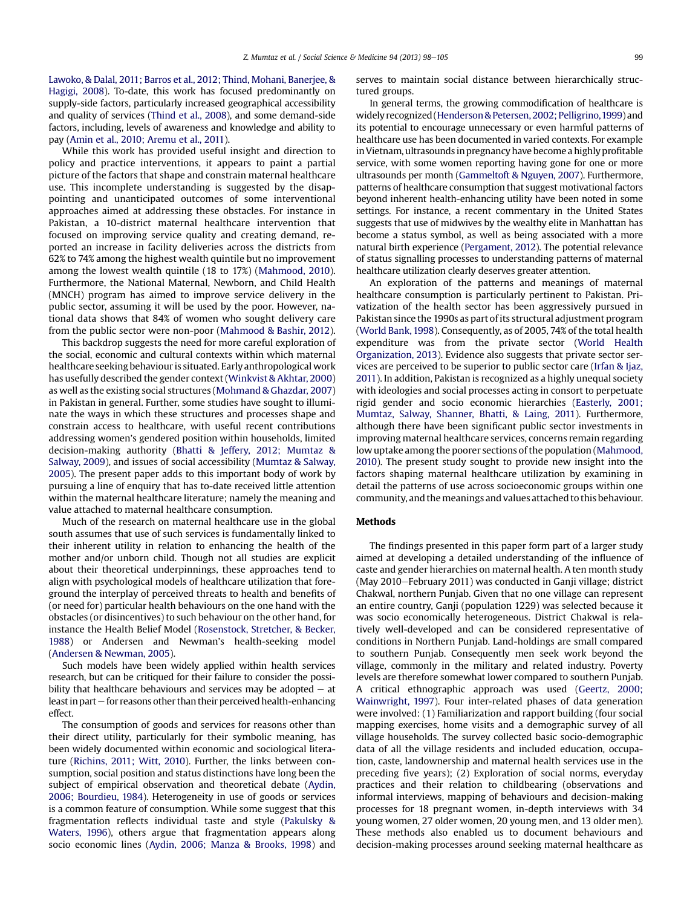Lawoko, & Dalal, 2011; Barros et al., 2012; Thind, Mohani, Banerjee, & Hagigi, 2008). To-date, this work has focused predominantly on supply-side factors, particularly increased geographical accessibility and quality of services (Thind et al., 2008), and some demand-side factors, including, levels of awareness and knowledge and ability to pay (Amin et al., 2010; Aremu et al., 2011).

While this work has provided useful insight and direction to policy and practice interventions, it appears to paint a partial picture of the factors that shape and constrain maternal healthcare use. This incomplete understanding is suggested by the disappointing and unanticipated outcomes of some interventional approaches aimed at addressing these obstacles. For instance in Pakistan, a 10-district maternal healthcare intervention that focused on improving service quality and creating demand, reported an increase in facility deliveries across the districts from 62% to 74% among the highest wealth quintile but no improvement among the lowest wealth quintile (18 to 17%) (Mahmood, 2010). Furthermore, the National Maternal, Newborn, and Child Health (MNCH) program has aimed to improve service delivery in the public sector, assuming it will be used by the poor. However, national data shows that 84% of women who sought delivery care from the public sector were non-poor (Mahmood & Bashir, 2012).

This backdrop suggests the need for more careful exploration of the social, economic and cultural contexts within which maternal healthcare seeking behaviour is situated. Early anthropological work has usefully described the gender context (Winkvist & Akhtar, 2000) as well as the existing social structures (Mohmand & Ghazdar, 2007) in Pakistan in general. Further, some studies have sought to illuminate the ways in which these structures and processes shape and constrain access to healthcare, with useful recent contributions addressing women's gendered position within households, limited decision-making authority (Bhatti & Jeffery, 2012; Mumtaz & Salway, 2009), and issues of social accessibility (Mumtaz & Salway, 2005). The present paper adds to this important body of work by pursuing a line of enquiry that has to-date received little attention within the maternal healthcare literature; namely the meaning and value attached to maternal healthcare consumption.

Much of the research on maternal healthcare use in the global south assumes that use of such services is fundamentally linked to their inherent utility in relation to enhancing the health of the mother and/or unborn child. Though not all studies are explicit about their theoretical underpinnings, these approaches tend to align with psychological models of healthcare utilization that foreground the interplay of perceived threats to health and benefits of (or need for) particular health behaviours on the one hand with the obstacles (or disincentives) to such behaviour on the other hand, for instance the Health Belief Model (Rosenstock, Stretcher, & Becker, 1988) or Andersen and Newman's health-seeking model (Andersen & Newman, 2005).

Such models have been widely applied within health services research, but can be critiqued for their failure to consider the possibility that healthcare behaviours and services may be adopted – at least in part – for reasons other than their perceived health-enhancing effect.

The consumption of goods and services for reasons other than their direct utility, particularly for their symbolic meaning, has been widely documented within economic and sociological literature (Richins, 2011; Witt, 2010). Further, the links between consumption, social position and status distinctions have long been the subject of empirical observation and theoretical debate (Aydin, 2006; Bourdieu, 1984). Heterogeneity in use of goods or services is a common feature of consumption. While some suggest that this fragmentation reflects individual taste and style (Pakulsky & Waters, 1996), others argue that fragmentation appears along socio economic lines (Aydin, 2006; Manza & Brooks, 1998) and serves to maintain social distance between hierarchically structured groups.

In general terms, the growing commodification of healthcare is widely recognized (Henderson & Petersen, 2002; Pelligrino, 1999) and its potential to encourage unnecessary or even harmful patterns of healthcare use has been documented in varied contexts. For example in Vietnam, ultrasounds in pregnancy have become a highly profitable service, with some women reporting having gone for one or more ultrasounds per month (Gammeltoft & Nguyen, 2007). Furthermore, patterns of healthcare consumption that suggest motivational factors beyond inherent health-enhancing utility have been noted in some settings. For instance, a recent commentary in the United States suggests that use of midwives by the wealthy elite in Manhattan has become a status symbol, as well as being associated with a more natural birth experience (Pergament, 2012). The potential relevance of status signalling processes to understanding patterns of maternal healthcare utilization clearly deserves greater attention.

An exploration of the patterns and meanings of maternal healthcare consumption is particularly pertinent to Pakistan. Privatization of the health sector has been aggressively pursued in Pakistan since the 1990s as part of its structural adjustment program (World Bank, 1998). Consequently, as of 2005, 74% of the total health expenditure was from the private sector (World Health Organization, 2013). Evidence also suggests that private sector services are perceived to be superior to public sector care (Irfan & Ijaz, 2011). In addition, Pakistan is recognized as a highly unequal society with ideologies and social processes acting in consort to perpetuate rigid gender and socio economic hierarchies (Easterly, 2001; Mumtaz, Salway, Shanner, Bhatti, & Laing, 2011). Furthermore, although there have been significant public sector investments in improving maternal healthcare services, concerns remain regarding low uptake among the poorer sections of the population (Mahmood, 2010). The present study sought to provide new insight into the factors shaping maternal healthcare utilization by examining in detail the patterns of use across socioeconomic groups within one community, and the meanings and values attached to this behaviour.

## Methods

The findings presented in this paper form part of a larger study aimed at developing a detailed understanding of the influence of caste and gender hierarchies on maternal health. A ten month study (May 2010–February 2011) was conducted in Ganji village; district Chakwal, northern Punjab. Given that no one village can represent an entire country, Ganji (population 1229) was selected because it was socio economically heterogeneous. District Chakwal is relatively well-developed and can be considered representative of conditions in Northern Punjab. Land-holdings are small compared to southern Punjab. Consequently men seek work beyond the village, commonly in the military and related industry. Poverty levels are therefore somewhat lower compared to southern Punjab. A critical ethnographic approach was used (Geertz, 2000; Wainwright, 1997). Four inter-related phases of data generation were involved: (1) Familiarization and rapport building (four social mapping exercises, home visits and a demographic survey of all village households. The survey collected basic socio-demographic data of all the village residents and included education, occupation, caste, landownership and maternal health services use in the preceding five years); (2) Exploration of social norms, everyday practices and their relation to childbearing (observations and informal interviews, mapping of behaviours and decision-making processes for 18 pregnant women, in-depth interviews with 34 young women, 27 older women, 20 young men, and 13 older men). These methods also enabled us to document behaviours and decision-making processes around seeking maternal healthcare as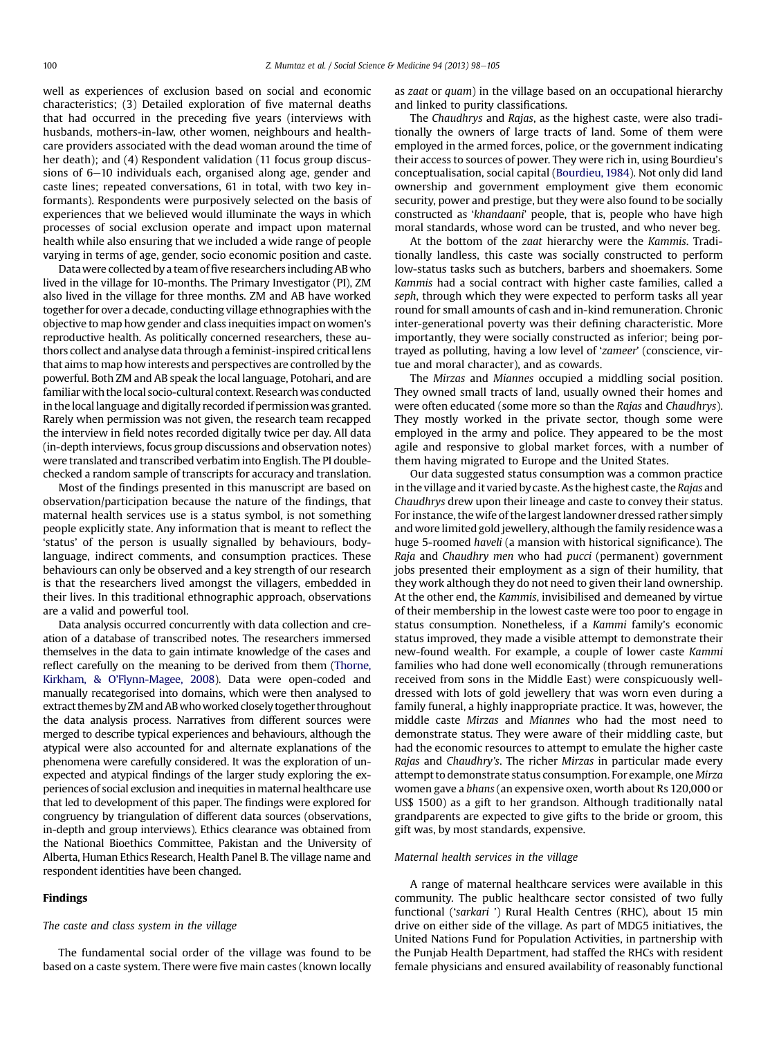well as experiences of exclusion based on social and economic characteristics; (3) Detailed exploration of five maternal deaths that had occurred in the preceding five years (interviews with husbands, mothers-in-law, other women, neighbours and health-care providers associated with the dead woman around the time of her death); and (4) Respondent validation (11 focus group discussions of 6–10 individuals each, organised along age, gender and caste lines; repeated conversations, 61 in total, with two key informants). Respondents were purposively selected on the basis of experiences that we believed would illuminate the ways in which processes of social exclusion operate and impact upon maternal health while also ensuring that we included a wide range of people varying in terms of age, gender, socio economic position and caste.

Data were collected by a team of five researchers including AB who lived in the village for 10-months. The Primary Investigator (PI), ZM also lived in the village for three months. ZM and AB have worked together for over a decade, conducting village ethnographies with the objective to map how gender and class inequities impact on women's reproductive health. As politically concerned researchers, these authors collect and analyse data through a feminist-inspired critical lens that aims to map how interests and perspectives are controlled by the powerful. Both ZM and AB speak the local language, Potohari, and are familiar with the local socio-cultural context. Research was conducted in the local language and digitally recorded if permission was granted. Rarely when permission was not given, the research team recapped the interview in field notes recorded digitally twice per day. All data (in-depth interviews, focus group discussions and observation notes) were translated and transcribed verbatim into English. The PI double-checked a random sample of transcripts for accuracy and translation.

Most of the findings presented in this manuscript are based on observation/participation because the nature of the findings, that maternal health services use is a status symbol, is not something people explicitly state. Any information that is meant to reflect the 'status' of the person is usually signalled by behaviours, body-language, indirect comments, and consumption practices. These behaviours can only be observed and a key strength of our research is that the researchers lived amongst the villagers, embedded in their lives. In this traditional ethnographic approach, observations are a valid and powerful tool.

Data analysis occurred concurrently with data collection and creation of a database of transcribed notes. The researchers immersed themselves in the data to gain intimate knowledge of the cases and reflect carefully on the meaning to be derived from them (Thorne, Kirkham, & O'Flynn-Magee, 2008). Data were open-coded and manually recategorised into domains, which were then analysed to extract themes by ZM and AB who worked closely together throughout the data analysis process. Narratives from different sources were merged to describe typical experiences and behaviours, although the atypical were also accounted for and alternate explanations of the phenomena were carefully considered. It was the exploration of unexpected and atypical findings of the larger study exploring the experiences of social exclusion and inequities in maternal healthcare use that led to development of this paper. The findings were explored for congruency by triangulation of different data sources (observations, in-depth and group interviews). Ethics clearance was obtained from the National Bioethics Committee, Pakistan and the University of Alberta, Human Ethics Research, Health Panel B. The village name and respondent identities have been changed.

## Findings

### *The caste and class system in the village*

The fundamental social order of the village was found to be based on a caste system. There were five main castes (known locally as *zaat* or *quam*) in the village based on an occupational hierarchy and linked to purity classifications.

The *Chaudhrys* and *Rajas*, as the highest caste, were also traditionally the owners of large tracts of land. Some of them were employed in the armed forces, police, or the government indicating their access to sources of power. They were rich in, using Bourdieu's conceptualisation, social capital (Bourdieu, 1984). Not only did land ownership and government employment give them economic security, power and prestige, but they were also found to be socially constructed as '*khandaani*' people, that is, people who have high moral standards, whose word can be trusted, and who never beg.

At the bottom of the *zaat* hierarchy were the *Kammis*. Traditionally landless, this caste was socially constructed to perform low-status tasks such as butchers, barbers and shoemakers. Some *Kammis* had a social contract with higher caste families, called a *seph*, through which they were expected to perform tasks all year round for small amounts of cash and in-kind remuneration. Chronic inter-generational poverty was their defining characteristic. More importantly, they were socially constructed as inferior; being portrayed as polluting, having a low level of '*zameer*' (conscience, virtue and moral character), and as cowards.

The *Mirzas* and *Miannes* occupied a middling social position. They owned small tracts of land, usually owned their homes and were often educated (some more so than the *Rajas* and *Chaudhrys*). They mostly worked in the private sector, though some were employed in the army and police. They appeared to be the most agile and responsive to global market forces, with a number of them having migrated to Europe and the United States.

Our data suggested status consumption was a common practice in the village and it varied by caste. As the highest caste, the *Rajas* and *Chaudhrys* drew upon their lineage and caste to convey their status. For instance, the wife of the largest landowner dressed rather simply and wore limited gold jewellery, although the family residence was a huge 5-roomed *haveli* (a mansion with historical significance). The *Raja* and *Chaudhry men* who had *pucci* (permanent) government jobs presented their employment as a sign of their humility, that they work although they do not need to given their land ownership. At the other end, the *Kammis*, invisibilised and demeaned by virtue of their membership in the lowest caste were too poor to engage in status consumption. Nonetheless, if a *Kammi* family's economic status improved, they made a visible attempt to demonstrate their new-found wealth. For example, a couple of lower caste *Kammi* families who had done well economically (through remunerations received from sons in the Middle East) were conspicuously well-dressed with lots of gold jewellery that was worn even during a family funeral, a highly inappropriate practice. It was, however, the middle caste *Mirzas* and *Miannes* who had the most need to demonstrate status. They were aware of their middling caste, but had the economic resources to attempt to emulate the higher caste *Rajas* and *Chaudhry's*. The richer *Mirzas* in particular made every attempt to demonstrate status consumption. For example, one *Mirza* women gave a *bhans* (an expensive oxen, worth about Rs 120,000 or US$ 1500) as a gift to her grandson. Although traditionally natal grandparents are expected to give gifts to the bride or groom, this gift was, by most standards, expensive.

### *Maternal health services in the village*

A range of maternal healthcare services were available in this community. The public healthcare sector consisted of two fully functional ('*sarkari* ') Rural Health Centres (RHC), about 15 min drive on either side of the village. As part of MDG5 initiatives, the United Nations Fund for Population Activities, in partnership with the Punjab Health Department, had staffed the RHCs with resident female physicians and ensured availability of reasonably functional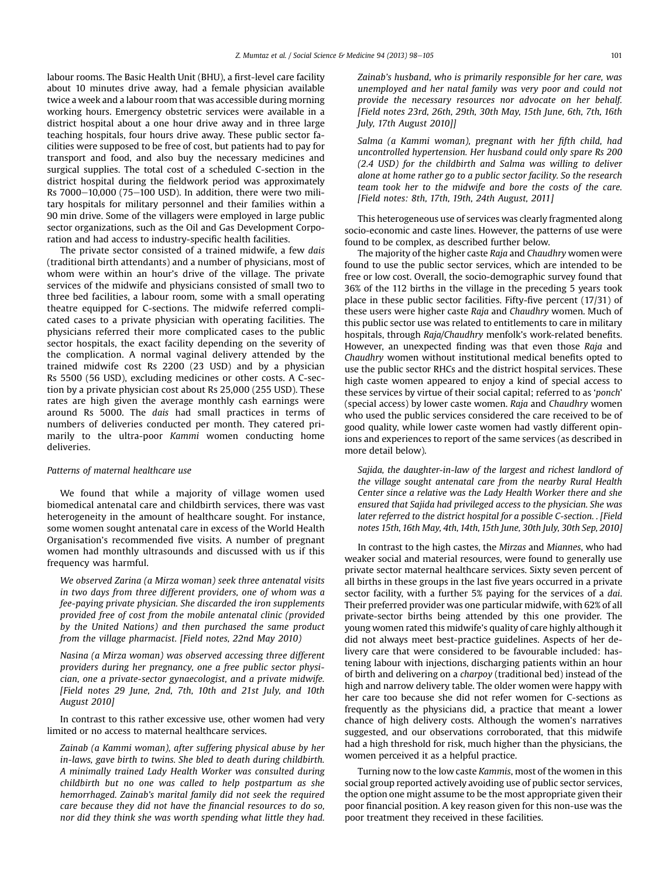labour rooms. The Basic Health Unit (BHU), a first-level care facility about 10 minutes drive away, had a female physician available twice a week and a labour room that was accessible during morning working hours. Emergency obstetric services were available in a district hospital about a one hour drive away and in three large teaching hospitals, four hours drive away. These public sector facilities were supposed to be free of cost, but patients had to pay for transport and food, and also buy the necessary medicines and surgical supplies. The total cost of a scheduled C-section in the district hospital during the fieldwork period was approximately Rs 7000–10,000 (75–100 USD). In addition, there were two military hospitals for military personnel and their families within a 90 min drive. Some of the villagers were employed in large public sector organizations, such as the Oil and Gas Development Corporation and had access to industry-specific health facilities.

The private sector consisted of a trained midwife, a few *dais* (traditional birth attendants) and a number of physicians, most of whom were within an hour's drive of the village. The private services of the midwife and physicians consisted of small two to three bed facilities, a labour room, some with a small operating theatre equipped for C-sections. The midwife referred complicated cases to a private physician with operating facilities. The physicians referred their more complicated cases to the public sector hospitals, the exact facility depending on the severity of the complication. A normal vaginal delivery attended by the trained midwife cost Rs 2200 (23 USD) and by a physician Rs 5500 (56 USD), excluding medicines or other costs. A C-section by a private physician cost about Rs 25,000 (255 USD). These rates are high given the average monthly cash earnings were around Rs 5000. The *dais* had small practices in terms of numbers of deliveries conducted per month. They catered primarily to the ultra-poor *Kammi* women conducting home deliveries.

### Patterns of maternal healthcare use

We found that while a majority of village women used biomedical antenatal care and childbirth services, there was vast heterogeneity in the amount of healthcare sought. For instance, some women sought antenatal care in excess of the World Health Organisation's recommended five visits. A number of pregnant women had monthly ultrasounds and discussed with us if this frequency was harmful.

> *We observed Zarina (a Mirza woman) seek three antenatal visits in two days from three different providers, one of whom was a fee-paying private physician. She discarded the iron supplements provided free of cost from the mobile antenatal clinic (provided by the United Nations) and then purchased the same product from the village pharmacist. [Field notes, 22nd May 2010)*

> *Nasina (a Mirza woman) was observed accessing three different providers during her pregnancy, one a free public sector physician, one a private-sector gynaecologist, and a private midwife. [Field notes 29 June, 2nd, 7th, 10th and 21st July, and 10th August 2010]*

In contrast to this rather excessive use, other women had very limited or no access to maternal healthcare services.

> *Zainab (a Kammi woman), after suffering physical abuse by her in-laws, gave birth to twins. She bled to death during childbirth. A minimally trained Lady Health Worker was consulted during childbirth but no one was called to help postpartum as she hemorrhaged. Zainab's marital family did not seek the required care because they did not have the financial resources to do so, nor did they think she was worth spending what little they had. Zainab's husband, who is primarily responsible for her care, was unemployed and her natal family was very poor and could not provide the necessary resources nor advocate on her behalf. [Field notes 23rd, 26th, 29th, 30th May, 15th June, 6th, 7th, 16th July, 17th August 2010]]*

> *Salma (a Kammi woman), pregnant with her fifth child, had uncontrolled hypertension. Her husband could only spare Rs 200 (2.4 USD) for the childbirth and Salma was willing to deliver alone at home rather go to a public sector facility. So the research team took her to the midwife and bore the costs of the care. [Field notes: 8th, 17th, 19th, 24th August, 2011]*

This heterogeneous use of services was clearly fragmented along socio-economic and caste lines. However, the patterns of use were found to be complex, as described further below.

The majority of the higher caste *Raja* and *Chaudhry* women were found to use the public sector services, which are intended to be free or low cost. Overall, the socio-demographic survey found that 36% of the 112 births in the village in the preceding 5 years took place in these public sector facilities. Fifty-five percent (17/31) of these users were higher caste *Raja* and *Chaudhry* women. Much of this public sector use was related to entitlements to care in military hospitals, through *Raja*/*Chaudhry* menfolk's work-related benefits. However, an unexpected finding was that even those *Raja* and *Chaudhry* women without institutional medical benefits opted to use the public sector RHCs and the district hospital services. These high caste women appeared to enjoy a kind of special access to these services by virtue of their social capital; referred to as '*ponch*' (special access) by lower caste women. *Raja* and *Chaudhry* women who used the public services considered the care received to be of good quality, while lower caste women had vastly different opinions and experiences to report of the same services (as described in more detail below).

> *Sajida, the daughter-in-law of the largest and richest landlord of the village sought antenatal care from the nearby Rural Health Center since a relative was the Lady Health Worker there and she ensured that Sajida had privileged access to the physician. She was later referred to the district hospital for a possible C-section. . [Field notes 15th, 16th May, 4th, 14th, 15th June, 30th July, 30th Sep, 2010]*

In contrast to the high castes, the *Mirzas* and *Miannes*, who had weaker social and material resources, were found to generally use private sector maternal healthcare services. Sixty seven percent of all births in these groups in the last five years occurred in a private sector facility, with a further 5% paying for the services of a *dai*. Their preferred provider was one particular midwife, with 62% of all private-sector births being attended by this one provider. The young women rated this midwife's quality of care highly although it did not always meet best-practice guidelines. Aspects of her delivery care that were considered to be favourable included: hastening labour with injections, discharging patients within an hour of birth and delivering on a *charpoy* (traditional bed) instead of the high and narrow delivery table. The older women were happy with her care too because she did not refer women for C-sections as frequently as the physicians did, a practice that meant a lower chance of high delivery costs. Although the women's narratives suggested, and our observations corroborated, that this midwife had a high threshold for risk, much higher than the physicians, the women perceived it as a helpful practice.

Turning now to the low caste *Kammis*, most of the women in this social group reported actively avoiding use of public sector services, the option one might assume to be the most appropriate given their poor financial position. A key reason given for this non-use was the poor treatment they received in these facilities.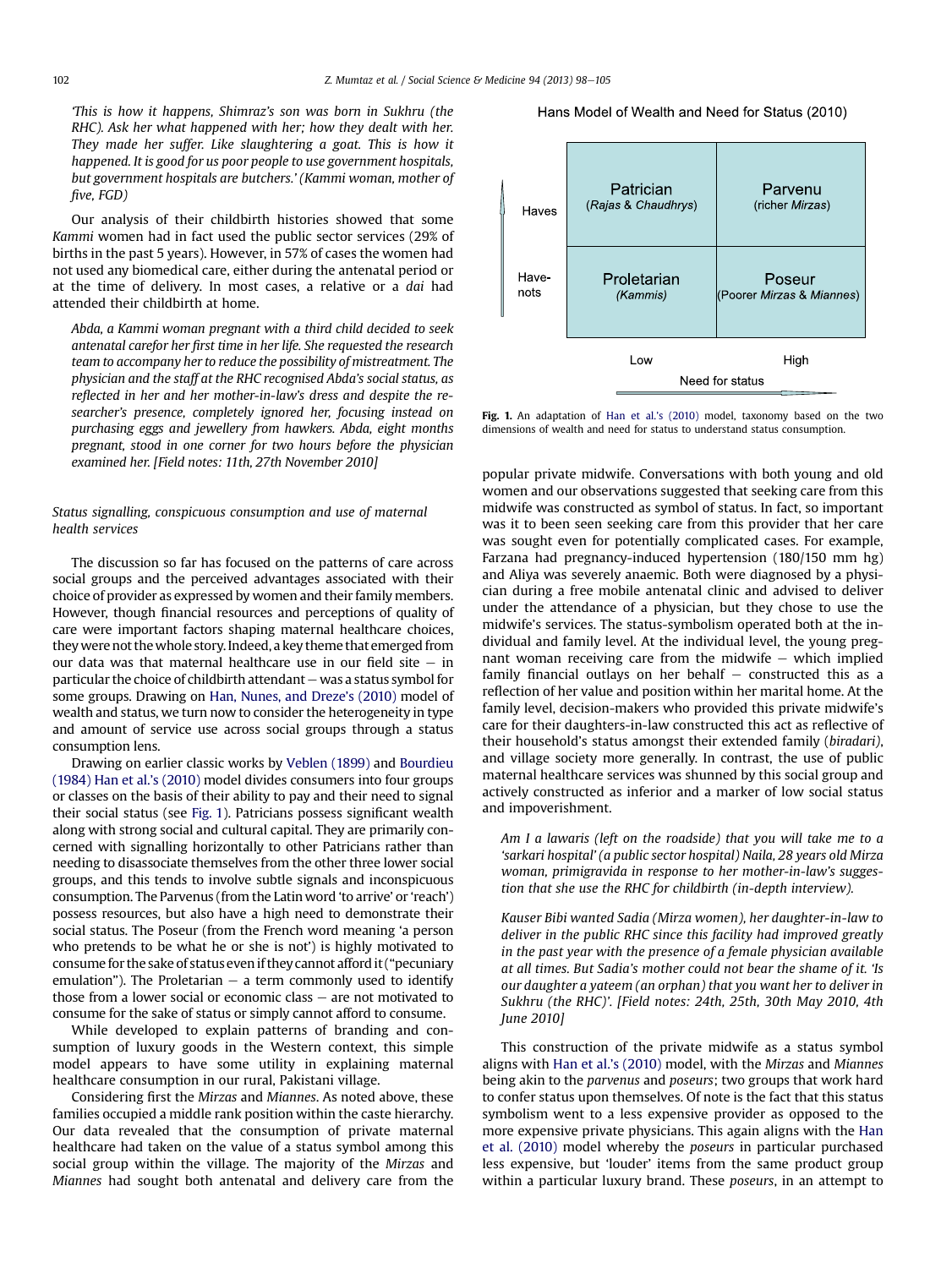'This is how it happens, Shimraz's son was born in Sukhru (the RHC). Ask her what happened with her; how they dealt with her. They made her suffer. Like slaughtering a goat. This is how it happened. It is good for us poor people to use government hospitals, but government hospitals are butchers.' (Kammi woman, mother of five, FGD)*

Our analysis of their childbirth histories showed that some *Kammi* women had in fact used the public sector services (29% of births in the past 5 years). However, in 57% of cases the women had not used any biomedical care, either during the antenatal period or at the time of delivery. In most cases, a relative or a *dai* had attended their childbirth at home.

*Abda, a Kammi woman pregnant with a third child decided to seek antenatal carefor her first time in her life. She requested the research team to accompany her to reduce the possibility of mistreatment. The physician and the staff at the RHC recognised Abda's social status, as reflected in her and her mother-in-law's dress and despite the researcher's presence, completely ignored her, focusing instead on purchasing eggs and jewellery from hawkers. Abda, eight months pregnant, stood in one corner for two hours before the physician examined her. [Field notes: 11th, 27th November 2010]*

### Status signalling, conspicuous consumption and use of maternal health services

The discussion so far has focused on the patterns of care across social groups and the perceived advantages associated with their choice of provider as expressed by women and their family members. However, though financial resources and perceptions of quality of care were important factors shaping maternal healthcare choices, they were not the whole story. Indeed, a key theme that emerged from our data was that maternal healthcare use in our field site – in particular the choice of childbirth attendant – was a status symbol for some groups. Drawing on Han, Nunes, and Dreze's (2010) model of wealth and status, we turn now to consider the heterogeneity in type and amount of service use across social groups through a status consumption lens.

Drawing on earlier classic works by Veblen (1899) and Bourdieu (1984) Han et al.'s (2010) model divides consumers into four groups or classes on the basis of their ability to pay and their need to signal their social status (see Fig. 1). Patricians possess significant wealth along with strong social and cultural capital. They are primarily concerned with signalling horizontally to other Patricians rather than needing to disassociate themselves from the other three lower social groups, and this tends to involve subtle signals and inconspicuous consumption. The Parvenus (from the Latin word 'to arrive' or 'reach') possess resources, but also have a high need to demonstrate their social status. The Poseur (from the French word meaning 'a person who pretends to be what he or she is not') is highly motivated to consume for the sake of status even if they cannot afford it ("pecuniary emulation"). The Proletarian – a term commonly used to identify those from a lower social or economic class – are not motivated to consume for the sake of status or simply cannot afford to consume.

While developed to explain patterns of branding and consumption of luxury goods in the Western context, this simple model appears to have some utility in explaining maternal healthcare consumption in our rural, Pakistani village.

Considering first the *Mirzas* and *Miannes*. As noted above, these families occupied a middle rank position within the caste hierarchy. Our data revealed that the consumption of private maternal healthcare had taken on the value of a status symbol among this social group within the village. The majority of the *Mirzas* and *Miannes* had sought both antenatal and delivery care from the

Hans Model of Wealth and Need for Status (2010)

Haves

Have-nots

Patrician (*Rajas & Chaudhrys*)

Parvenu (richer *Mirzas*)

Proletarian (*Kammis*)

Poseur (Poorer *Mirzas & Miannes*)

Low

High

Need for status

Fig. 1. An adaptation of Han et al.'s (2010) model, taxonomy based on the two dimensions of wealth and need for status to understand status consumption.

popular private midwife. Conversations with both young and old women and our observations suggested that seeking care from this midwife was constructed as symbol of status. In fact, so important was it to been seen seeking care from this provider that her care was sought even for potentially complicated cases. For example, Farzana had pregnancy-induced hypertension (180/150 mm hg) and Aliya was severely anaemic. Both were diagnosed by a physician during a free mobile antenatal clinic and advised to deliver under the attendance of a physician, but they chose to use the midwife's services. The status-symbolism operated both at the individual and family level. At the individual level, the young pregnant woman receiving care from the midwife – which implied family financial outlays on her behalf – constructed this as a reflection of her value and position within her marital home. At the family level, decision-makers who provided this private midwife's care for their daughters-in-law constructed this act as reflective of their household's status amongst their extended family (*biradari*), and village society more generally. In contrast, the use of public maternal healthcare services was shunned by this social group and actively constructed as inferior and a marker of low social status and impoverishment.

*Am I a lawaris (left on the roadside) that you will take me to a 'sarkari hospital' (a public sector hospital) Naila, 28 years old Mirza woman, primigravida in response to her mother-in-law's suggestion that she use the RHC for childbirth (in-depth interview).*

*Kauser Bibi wanted Sadia (Mirza women), her daughter-in-law to deliver in the public RHC since this facility had improved greatly in the past year with the presence of a female physician available at all times. But Sadia's mother could not bear the shame of it. 'Is our daughter a yateem (an orphan) that you want her to deliver in Sukhru (the RHC)'. [Field notes: 24th, 25th, 30th May 2010, 4th June 2010]*

This construction of the private midwife as a status symbol aligns with Han et al.'s (2010) model, with the *Mirzas* and *Miannes* being akin to the *parvenus* and *poseurs*; two groups that work hard to confer status upon themselves. Of note is the fact that this status symbolism went to a less expensive provider as opposed to the more expensive private physicians. This again aligns with the Han et al. (2010) model whereby the *poseurs* in particular purchased less expensive, but 'louder' items from the same product group within a particular luxury brand. These *poseurs*, in an attempt to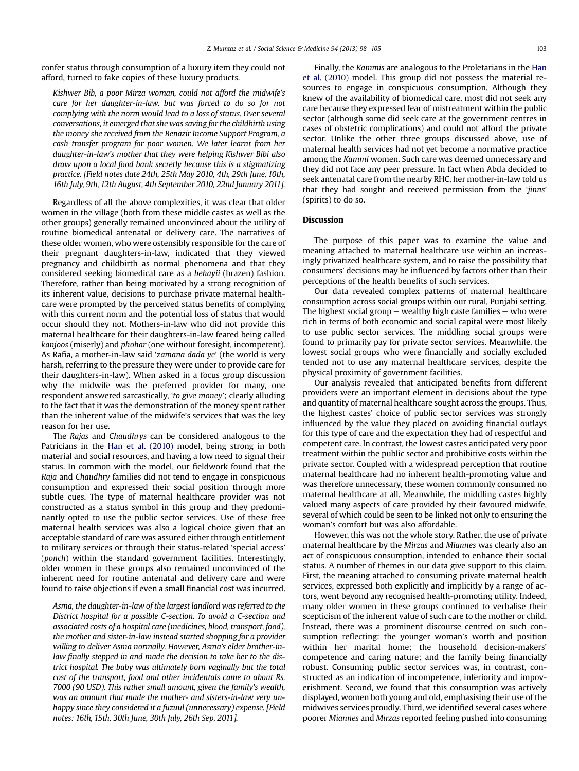confer status through consumption of a luxury item they could not afford, turned to fake copies of these luxury products.

> *Kishwer Bib, a poor Mirza woman, could not afford the midwife's care for her daughter-in-law, but was forced to do so for not complying with the norm would lead to a loss of status. Over several conversations, it emerged that she was saving for the childbirth using the money she received from the Benazir Income Support Program, a cash transfer program for poor women. We later learnt from her daughter-in-law's mother that they were helping Kishwer Bibi also draw upon a local food bank secretly because this is a stigmatizing practice. [Field notes date 24th, 25th May 2010, 4th, 29th June, 10th, 16th July, 9th, 12th August, 4th September 2010, 22nd January 2011].*

Regardless of all the above complexities, it was clear that older women in the village (both from these middle castes as well as the other groups) generally remained unconvinced about the utility of routine biomedical antenatal or delivery care. The narratives of these older women, who were ostensibly responsible for the care of their pregnant daughters-in-law, indicated that they viewed pregnancy and childbirth as normal phenomena and that they considered seeking biomedical care as a *behayii* (brazen) fashion. Therefore, rather than being motivated by a strong recognition of its inherent value, decisions to purchase private maternal healthcare were prompted by the perceived status benefits of complying with this current norm and the potential loss of status that would occur should they not. Mothers-in-law who did not provide this maternal healthcare for their daughters-in-law feared being called *kanjoos* (miserly) and *phohar* (one without foresight, incompetent). As Rafia, a mother-in-law said '*zamana dada ye*' (the world is very harsh, referring to the pressure they were under to provide care for their daughters-in-law). When asked in a focus group discussion why the midwife was the preferred provider for many, one respondent answered sarcastically, '*to give money*'; clearly alluding to the fact that it was the demonstration of the money spent rather than the inherent value of the midwife's services that was the key reason for her use.

The *Rajas* and *Chaudhrys* can be considered analogous to the Patricians in the Han et al. (2010) model, being strong in both material and social resources, and having a low need to signal their status. In common with the model, our fieldwork found that the *Raja* and *Chaudhry* families did not tend to engage in conspicuous consumption and expressed their social position through more subtle cues. The type of maternal healthcare provider was not constructed as a status symbol in this group and they predominantly opted to use the public sector services. Use of these free maternal health services was also a logical choice given that an acceptable standard of care was assured either through entitlement to military services or through their status-related 'special access' (*ponch*) within the standard government facilities. Interestingly, older women in these groups also remained unconvinced of the inherent need for routine antenatal and delivery care and were found to raise objections if even a small financial cost was incurred.

> *Asma, the daughter-in-law of the largest landlord was referred to the District hospital for a possible C-section. To avoid a C-section and associated costs of a hospital care (medicines, blood, transport, food), the mother and sister-in-law instead started shopping for a provider willing to deliver Asma normally. However, Asma's elder brother-in-law finally stepped in and made the decision to take her to the district hospital. The baby was ultimately born vaginally but the total cost of the transport, food and other incidentals came to about Rs. 7000 (90 USD). This rather small amount, given the family's wealth, was an amount that made the mother- and sisters-in-law very unhappy since they considered it a fuzuul (unnecessary) expense. [Field notes: 16th, 15th, 30th June, 30th July, 26th Sep, 2011].*

Finally, the *Kammis* are analogous to the Proletarians in the Han et al. (2010) model. This group did not possess the material resources to engage in conspicuous consumption. Although they knew of the availability of biomedical care, most did not seek any care because they expressed fear of mistreatment within the public sector (although some did seek care at the government centres in cases of obstetric complications) and could not afford the private sector. Unlike the other three groups discussed above, use of maternal health services had not yet become a normative practice among the *Kammi* women. Such care was deemed unnecessary and they did not face any peer pressure. In fact when Abda decided to seek antenatal care from the nearby RHC, her mother-in-law told us that they had sought and received permission from the '*jinns*' (spirits) to do so.

## Discussion

The purpose of this paper was to examine the value and meaning attached to maternal healthcare use within an increasingly privatized healthcare system, and to raise the possibility that consumers' decisions may be influenced by factors other than their perceptions of the health benefits of such services.

Our data revealed complex patterns of maternal healthcare consumption across social groups within our rural, Punjabi setting. The highest social group – wealthy high caste families – who were rich in terms of both economic and social capital were most likely to use public sector services. The middling social groups were found to primarily pay for private sector services. Meanwhile, the lowest social groups who were financially and socially excluded tended not to use any maternal healthcare services, despite the physical proximity of government facilities.

Our analysis revealed that anticipated benefits from different providers were an important element in decisions about the type and quantity of maternal healthcare sought across the groups. Thus, the highest castes' choice of public sector services was strongly influenced by the value they placed on avoiding financial outlays for this type of care and the expectation they had of respectful and competent care. In contrast, the lowest castes anticipated very poor treatment within the public sector and prohibitive costs within the private sector. Coupled with a widespread perception that routine maternal healthcare had no inherent health-promoting value and was therefore unnecessary, these women commonly consumed no maternal healthcare at all. Meanwhile, the middling castes highly valued many aspects of care provided by their favoured midwife, several of which could be seen to be linked not only to ensuring the woman's comfort but was also affordable.

However, this was not the whole story. Rather, the use of private maternal healthcare by the *Mirzas* and *Miannes* was clearly also an act of conspicuous consumption, intended to enhance their social status. A number of themes in our data give support to this claim. First, the meaning attached to consuming private maternal health services, expressed both explicitly and implicitly by a range of actors, went beyond any recognised health-promoting utility. Indeed, many older women in these groups continued to verbalise their scepticism of the inherent value of such care to the mother or child. Instead, there was a prominent discourse centred on such consumption reflecting: the younger woman's worth and position within her marital home; the household decision-makers' competence and caring nature; and the family being financially robust. Consuming public sector services was, in contrast, constructed as an indication of incompetence, inferiority and impoverishment. Second, we found that this consumption was actively displayed, women both young and old, emphasising their use of the midwives services proudly. Third, we identified several cases where poorer *Miannes* and *Mirzas* reported feeling pushed into consuming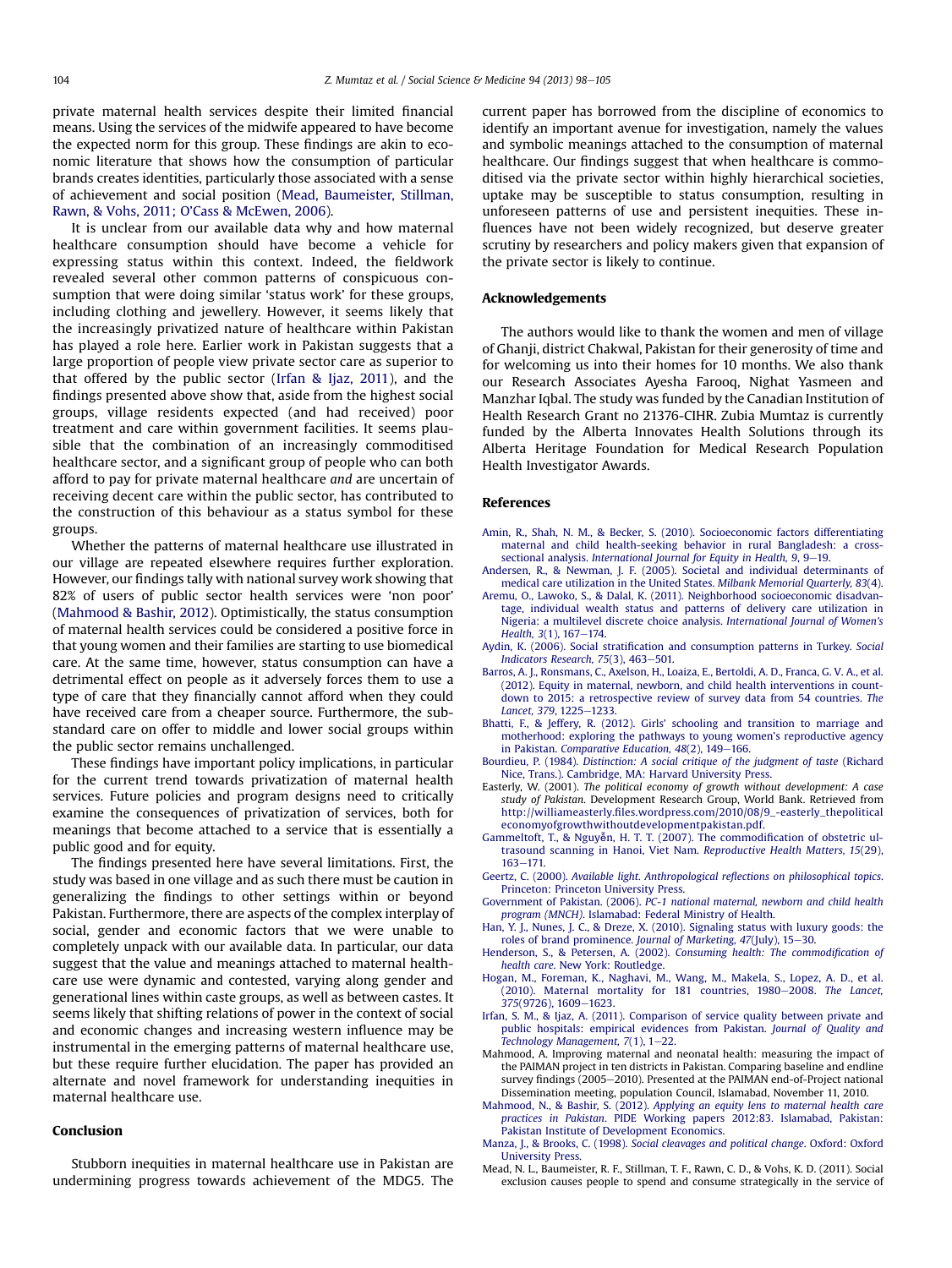private maternal health services despite their limited financial means. Using the services of the midwife appeared to have become the expected norm for this group. These findings are akin to economic literature that shows how the consumption of particular brands creates identities, particularly those associated with a sense of achievement and social position (Mead, Baumeister, Stillman, Rawn, & Vohs, 2011; O'Cass & McEwen, 2006).

It is unclear from our available data why and how maternal healthcare consumption should have become a vehicle for expressing status within this context. Indeed, the fieldwork revealed several other common patterns of conspicuous consumption that were doing similar 'status work' for these groups, including clothing and jewellery. However, it seems likely that the increasingly privatized nature of healthcare within Pakistan has played a role here. Earlier work in Pakistan suggests that a large proportion of people view private sector care as superior to that offered by the public sector (Irfan & Ijaz, 2011), and the findings presented above show that, aside from the highest social groups, village residents expected (and had received) poor treatment and care within government facilities. It seems plausible that the combination of an increasingly commoditised healthcare sector, and a significant group of people who can both afford to pay for private maternal healthcare *and* are uncertain of receiving decent care within the public sector, has contributed to the construction of this behaviour as a status symbol for these groups.

Whether the patterns of maternal healthcare use illustrated in our village are repeated elsewhere requires further exploration. However, our findings tally with national survey work showing that 82% of users of public sector health services were 'non poor' (Mahmood & Bashir, 2012). Optimistically, the status consumption of maternal health services could be considered a positive force in that young women and their families are starting to use biomedical care. At the same time, however, status consumption can have a detrimental effect on people as it adversely forces them to use a type of care that they financially cannot afford when they could have received care from a cheaper source. Furthermore, the substandard care on offer to middle and lower social groups within the public sector remains unchallenged.

These findings have important policy implications, in particular for the current trend towards privatization of maternal health services. Future policies and program designs need to critically examine the consequences of privatization of services, both for meanings that become attached to a service that is essentially a public good and for equity.

The findings presented here have several limitations. First, the study was based in one village and as such there must be caution in generalizing the findings to other settings within or beyond Pakistan. Furthermore, there are aspects of the complex interplay of social, gender and economic factors that we were unable to completely unpack with our available data. In particular, our data suggest that the value and meanings attached to maternal healthcare use were dynamic and contested, varying along gender and generational lines within caste groups, as well as between castes. It seems likely that shifting relations of power in the context of social and economic changes and increasing western influence may be instrumental in the emerging patterns of maternal healthcare use, but these require further elucidation. The paper has provided an alternate and novel framework for understanding inequities in maternal healthcare use.

## Conclusion

Stubborn inequities in maternal healthcare use in Pakistan are undermining progress towards achievement of the MDG5. The current paper has borrowed from the discipline of economics to identify an important avenue for investigation, namely the values and symbolic meanings attached to the consumption of maternal healthcare. Our findings suggest that when healthcare is commoditised via the private sector within highly hierarchical societies, uptake may be susceptible to status consumption, resulting in unforeseen patterns of use and persistent inequities. These influences have not been widely recognized, but deserve greater scrutiny by researchers and policy makers given that expansion of the private sector is likely to continue.

## Acknowledgements

The authors would like to thank the women and men of village of Ghanji, district Chakwal, Pakistan for their generosity of time and for welcoming us into their homes for 10 months. We also thank our Research Associates Ayesha Farooq, Nighat Yasmeen and Manzhar Iqbal. The study was funded by the Canadian Institution of Health Research Grant no 21376-CIHR. Zubia Mumtaz is currently funded by the Alberta Innovates Health Solutions through its Alberta Heritage Foundation for Medical Research Population Health Investigator Awards.

## References

Amin, R., Shah, N. M., & Becker, S. (2010). Socioeconomic factors differentiating maternal and child health-seeking behavior in rural Bangladesh: a cross-sectional analysis. *International Journal for Equity in Health, 9*, 9–19.

Andersen, R., & Newman, J. F. (2005). Societal and individual determinants of medical care utilization in the United States. *Milbank Memorial Quarterly, 83*(4).

Aremu, O., Lawoko, S., & Dalal, K. (2011). Neighborhood socioeconomic disadvantage, individual wealth status and patterns of delivery care utilization in Nigeria: a multilevel discrete choice analysis. *International Journal of Women's Health, 3*(1), 167–174.

Aydin, K. (2006). Social stratification and consumption patterns in Turkey. *Social Indicators Research, 75*(3), 463–501.

Barros, A. J., Ronsmans, C., Axelson, H., Loaiza, E., Bertoldi, A. D., Franca, G. V. A., et al. (2012). Equity in maternal, newborn, and child health interventions in countdown to 2015: a retrospective review of survey data from 54 countries. *The Lancet, 379*, 1225–1233.

Bhatti, F., & Jeffery, R. (2012). Girls' schooling and transition to marriage and motherhood: exploring the pathways to young women's reproductive agency in Pakistan. *Comparative Education, 48*(2), 149–166.

Bourdieu, P. (1984). *Distinction: A social critique of the judgment of taste* (Richard Nice, Trans.). Cambridge, MA: Harvard University Press.

Easterly, W. (2001). *The political economy of growth without development: A case study of Pakistan*. Development Research Group, World Bank. Retrieved from http://williameasterly.files.wordpress.com/2010/08/9_-easterly_thepoliticaleconomyofgrowthwithoutdevelopmentpakistan.pdf.

Gammeltoft, T., & Nguyễn, H. T. T. (2007). The commodification of obstetric ultrasound scanning in Hanoi, Viet Nam. *Reproductive Health Matters, 15*(29), 163–171.

Geertz, C. (2000). *Available light. Anthropological reflections on philosophical topics*. Princeton: Princeton University Press.

Government of Pakistan. (2006). *PC-1 national maternal, newborn and child health program (MNCH)*. Islamabad: Federal Ministry of Health.

Han, Y. J., Nunes, J. C., & Dreze, X. (2010). Signaling status with luxury goods: the roles of brand prominence. *Journal of Marketing, 47*(July), 15–30.

Henderson, S., & Petersen, A. (2002). *Consuming health: The commodification of health care*. New York: Routledge.

Hogan, M., Foreman, K., Naghavi, M., Wang, M., Makela, S., Lopez, A. D., et al. (2010). Maternal mortality for 181 countries, 1980–2008. *The Lancet, 375*(9726), 1609–1623.

Irfan, S. M., & Ijaz, A. (2011). Comparison of service quality between private and public hospitals: empirical evidences from Pakistan. *Journal of Quality and Technology Management, 7*(1), 1–22.

Mahmood, A. Improving maternal and neonatal health: measuring the impact of the PAIMAN project in ten districts in Pakistan. Comparing baseline and endline survey findings (2005–2010). Presented at the PAIMAN end-of-Project national Dissemination meeting, population Council, Islamabad, November 11, 2010.

Mahmood, N., & Bashir, S. (2012). *Applying an equity lens to maternal health care practices in Pakistan*. PIDE Working papers 2012:83. Islamabad, Pakistan: Pakistan Institute of Development Economics.

Manza, J., & Brooks, C. (1998). *Social cleavages and political change*. Oxford: Oxford University Press.

Mead, N. L., Baumeister, R. F., Stillman, T. F., Rawn, C. D., & Vohs, K. D. (2011). Social exclusion causes people to spend and consume strategically in the service of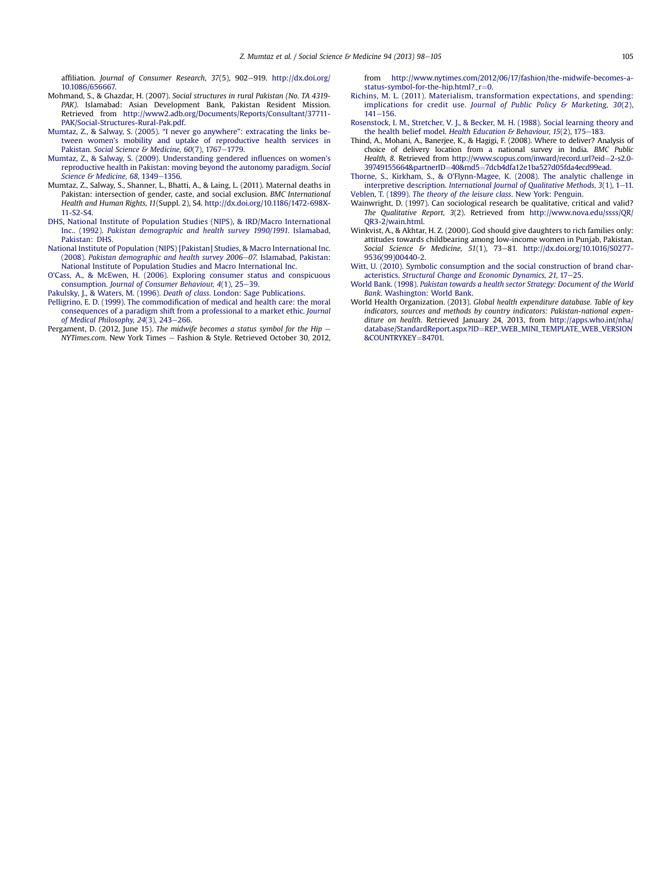affiliation. *Journal of Consumer Research, 37*(5), 902–919. http://dx.doi.org/10.1086/656667.

Mohmand, S., & Ghazdar, H. (2007). *Social structures in rural Pakistan (No. TA 4319-PAK)*. Islamabad: Asian Development Bank, Pakistan Resident Mission. Retrieved from http://www2.adb.org/Documents/Reports/Consultant/37711-PAK/Social-Structures-Rural-Pak.pdf.

Mumtaz, Z., & Salway, S. (2005). "I never go anywhere": extracating the links between women's mobility and uptake of reproductive health services in Pakistan. *Social Science & Medicine, 60*(7), 1767–1779.

Mumtaz, Z., & Salway, S. (2009). Understanding gendered influences on women's reproductive health in Pakistan: moving beyond the autonomy paradigm. *Social Science & Medicine, 68*, 1349–1356.

Mumtaz, Z., Salway, S., Shanner, L., Bhatti, A., & Laing, L. (2011). Maternal deaths in Pakistan: intersection of gender, caste, and social exclusion. *BMC International Health and Human Rights, 11*(Suppl. 2), S4. http://dx.doi.org/10.1186/1472-698X-11-S2-S4.

DHS, National Institute of Population Studies (NIPS), & IRD/Macro International Inc.. (1992). *Pakistan demographic and health survey 1990/1991*. Islamabad, Pakistan: DHS.

National Institute of Population (NIPS) [Pakistan] Studies, & Macro International Inc. (2008). *Pakistan demographic and health survey 2006–07*. Islamabad, Pakistan: National Institute of Population Studies and Macro International Inc.

O'Cass, A., & McEwen, H. (2006). Exploring consumer status and conspicuous consumption. *Journal of Consumer Behaviour, 4*(1), 25–39.

Pakulsky, J., & Waters, M. (1996). *Death of class*. London: Sage Publications.

Pelligrino, E. D. (1999). The commodification of medical and health care: the moral consequences of a paradigm shift from a professional to a market ethic. *Journal of Medical Philosophy, 24*(3), 243–266.

Pergament, D. (2012, June 15). *The midwife becomes a status symbol for the Hip – NYTimes.com*. New York Times – Fashion & Style. Retrieved October 30, 2012, from http://www.nytimes.com/2012/06/17/fashion/the-midwife-becomes-a-status-symbol-for-the-hip.html?_r=0.

Richins, M. L. (2011). Materialism, transformation expectations, and spending: implications for credit use. *Journal of Public Policy & Marketing, 30*(2), 141–156.

Rosenstock, I. M., Stretcher, V. J., & Becker, M. H. (1988). Social learning theory and the health belief model. *Health Education & Behaviour, 15*(2), 175–183.

Thind, A., Mohani, A., Banerjee, K., & Hagigi, F. (2008). Where to deliver? Analysis of choice of delivery location from a national survey in India. *BMC Public Health, 8*. Retrieved from http://www.scopus.com/inward/record.url?eid=2-s2.0-39749155664&partnerID=40&md5=7dcb4dfa12e1ba527d05fda4ecd99ead.

Thorne, S., Kirkham, S., & O'Flynn-Magee, K. (2008). The analytic challenge in interpretive description. *International Journal of Qualitative Methods, 3*(1), 1–11.

Veblen, T. (1899). *The theory of the leisure class*. New York: Penguin.

Wainwright, D. (1997). Can sociological research be qualitative, critical and valid? *The Qualitative Report, 3*(2). Retrieved from http://www.nova.edu/ssss/QR/QR3-2/wain.html.

Winkvist, A., & Akhtar, H. Z. (2000). God should give daughters to rich families only: attitudes towards childbearing among low-income women in Punjab, Pakistan. *Social Science & Medicine, 51*(1), 73–81. http://dx.doi.org/10.1016/S0277-9536(99)00440-2.

Witt, U. (2010). Symbolic consumption and the social construction of brand characteristics. *Structural Change and Economic Dynamics, 21*, 17–25.

World Bank. (1998). *Pakistan towards a health sector Strategy: Document of the World Bank*. Washington: World Bank.

World Health Organization. (2013). *Global health expenditure database. Table of key indicators, sources and methods by country indicators: Pakistan-national expenditure on health*. Retrieved January 24, 2013, from http://apps.who.int/nha/database/StandardReport.aspx?ID=REP_WEB_MINI_TEMPLATE_WEB_VERSION&COUNTRYKEY=84701.